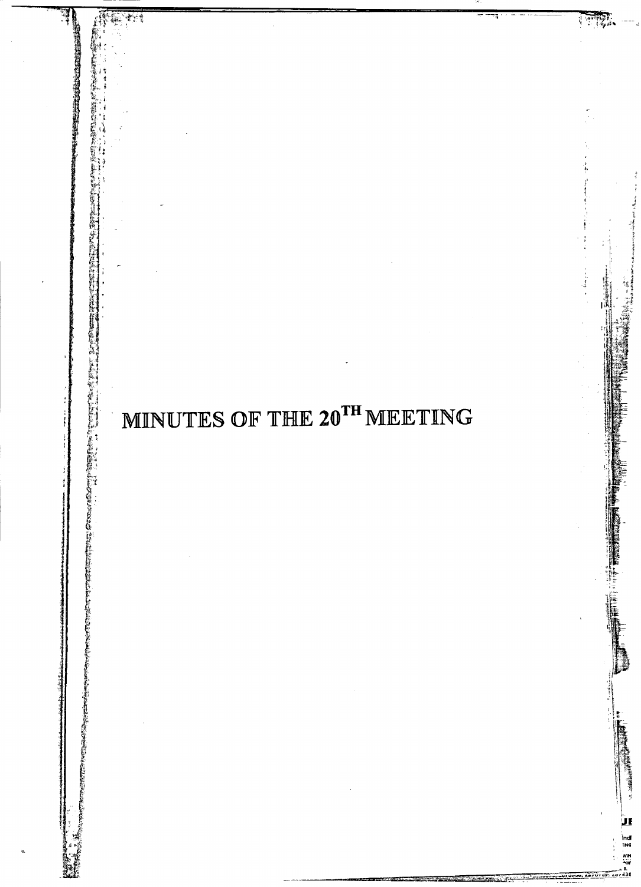# MINUTES OF THE 20TH MEETING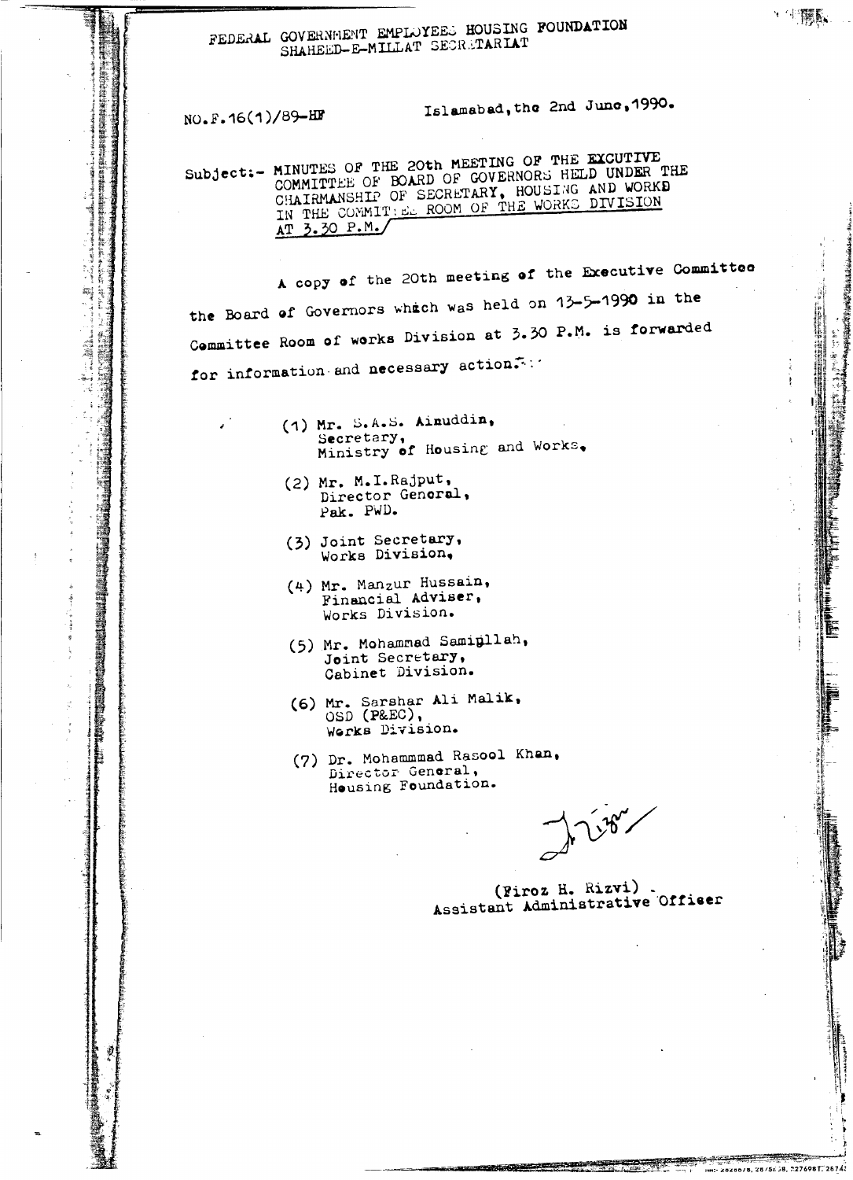FEDERAL GOVERNMENT EMPLOYEES HOUSING FOUNDATION
SHAHEED-E-MILLAT SECRETARIAT

NO.F.16(1)/89-HF

Islamabad, the 2nd June, 1990.

Subject:- MINUTES OF THE 20th MEETING OF THE EXCUTIVE COMMITTEE OF BOARD OF GOVERNORS HELD UNDER THE CHAIRMANSHIP OF SECRETARY, HOUSING AND WORKS IN THE COMMITTEE ROOM OF THE WORKS DIVISION AT 3.30 P.M.

A copy of the 20th meeting of the Executive Committee the Board of Governors which was held on 13-5-1990 in the Committee Room of works Division at 3.30 P.M. is forwarded for information and necessary action.

(1) Mr. S.A.S. Ainuddin,
Secretary,
Ministry of Housing and Works.

(2) Mr. M.I.Rajput,
Director General,
Pak. PWD.

(3) Joint Secretary,
Works Division.

(4) Mr. Manzur Hussain,
Financial Adviser,
Works Division.

(5) Mr. Mohammad Samiullah,
Joint Secretary,
Cabinet Division.

(6) Mr. Sarshar Ali Malik,
OSD (P&EC),
Works Division.

(7) Dr. Mohammmad Rasool Khan,
Director General,
Housing Foundation.

(Firoz H. Rizvi)
Assistant Administrative Officer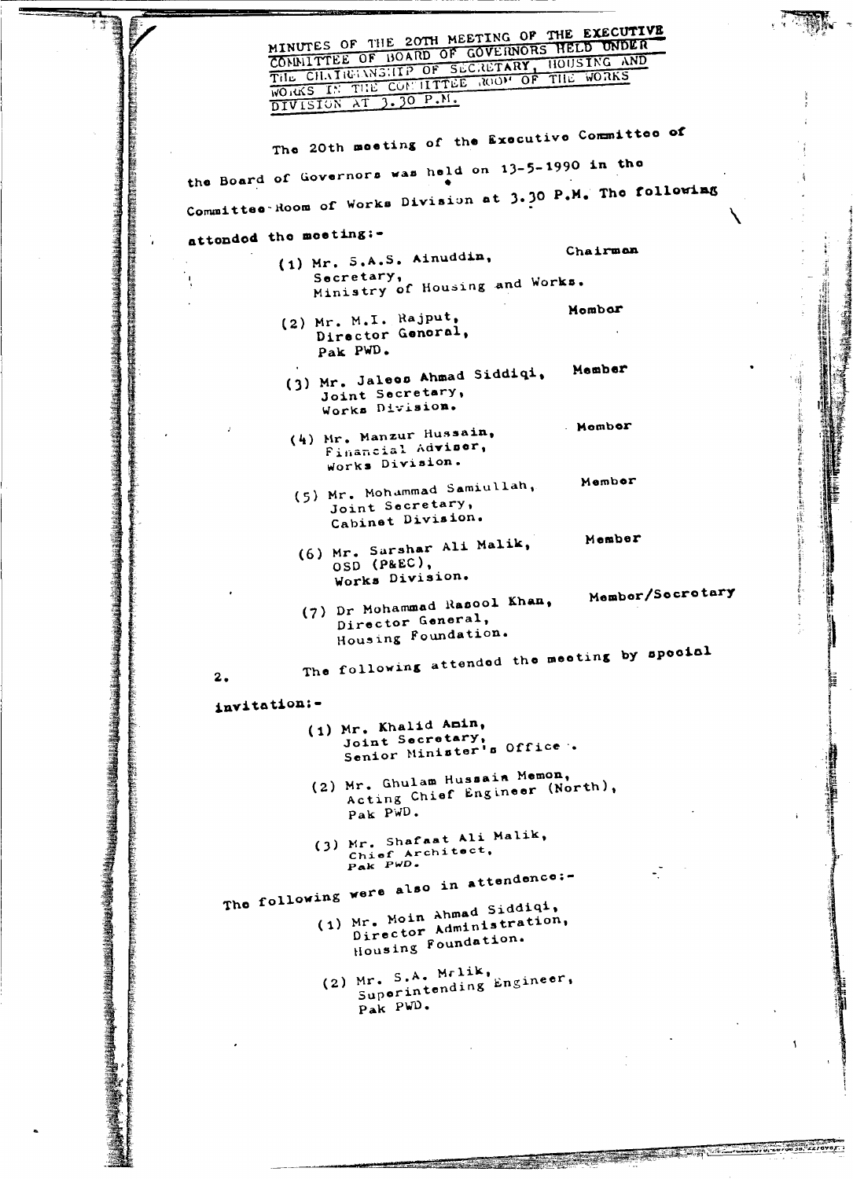# MINUTES OF THE 20TH MEETING OF THE EXECUTIVE COMMITTEE OF BOARD OF GOVERNORS HELD UNDER THE CHAIRMANSHIP OF SECRETARY, HOUSING AND WORKS IN THE COMMITTEE ROOM OF THE WORKS DIVISION AT 3.30 P.M.

The 20th meeting of the Executive Committee of the Board of Governors was held on 13-5-1990 in the Committee Room of Works Division at 3.30 P.M. The following attended the meeting:-

(1) Mr. S.A.S. Ainuddin, Secretary, Ministry of Housing and Works. — Chairman

(2) Mr. M.I. Rajput, Director General, Pak PWD. — Member

(3) Mr. Jaleel Ahmad Siddiqi, Joint Secretary, Works Division. — Member

(4) Mr. Manzur Hussain, Financial Adviser, Works Division. — Member

(5) Mr. Mohammad Samiullah, Joint Secretary, Cabinet Division. — Member

(6) Mr. Sarshar Ali Malik, OSD (P&EC), Works Division. — Member

(7) Dr Mohammad Rasool Khan, Director General, Housing Foundation. — Member/Secretary

2. The following attended the meeting by special invitation:-

(1) Mr. Khalid Amin, Joint Secretary, Senior Minister's Office.

(2) Mr. Ghulam Hussain Memon, Acting Chief Engineer (North), Pak PWD.

(3) Mr. Shafaat Ali Malik, Chief Architect, Pak PWD.

The following were also in attendence:-

(1) Mr. Moin Ahmad Siddiqi, Director Administration, Housing Foundation.

(2) Mr. S.A. Malik, Superintending Engineer, Pak PWD.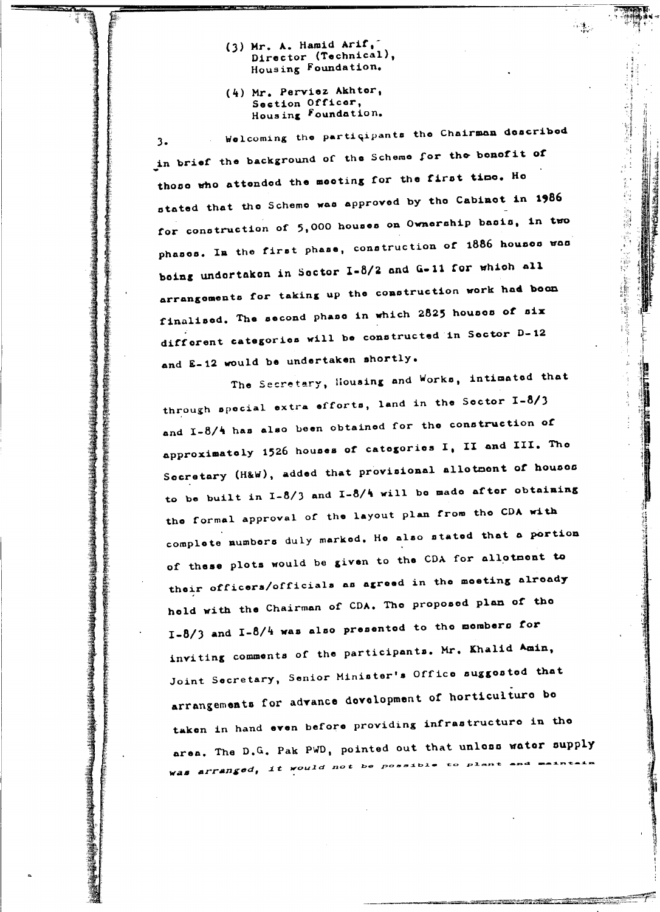(3) Mr. A. Hamid Arif,
Director (Technical),
Housing Foundation.

(4) Mr. Perviez Akhter,
Section Officer,
Housing Foundation.

3. Welcoming the participants the Chairman described in brief the background of the Scheme for the benefit of those who attended the meeting for the first time. He stated that the Scheme was approved by the Cabinet in 1986 for construction of 5,000 houses on Ownership basis, in two phases. In the first phase, construction of 1886 houses was being undertaken in Sector I-8/2 and G-11 for which all arrangements for taking up the construction work had been finalised. The second phase in which 2825 houses of six different categories will be constructed in Sector D-12 and E-12 would be undertaken shortly.

The Secretary, Housing and Works, intimated that through special extra efforts, land in the Sector I-8/3 and I-8/4 has also been obtained for the construction of approximately 1526 houses of categories I, II and III. The Secretary (H&W), added that provisional allotment of houses to be built in I-8/3 and I-8/4 will be made after obtaining the formal approval of the layout plan from the CDA with complete numbers duly marked. He also stated that a portion of these plots would be given to the CDA for allotment to their officers/officials as agreed in the meeting already held with the Chairman of CDA. The proposed plan of the I-8/3 and I-8/4 was also presented to the members for inviting comments of the participants. Mr. Khalid Amin, Joint Secretary, Senior Minister's Office suggested that arrangements for advance development of horticulture be taken in hand even before providing infrastructure in the area. The D.G. Pak PWD, pointed out that unless water supply was arranged, it would not be possible to plant and maintain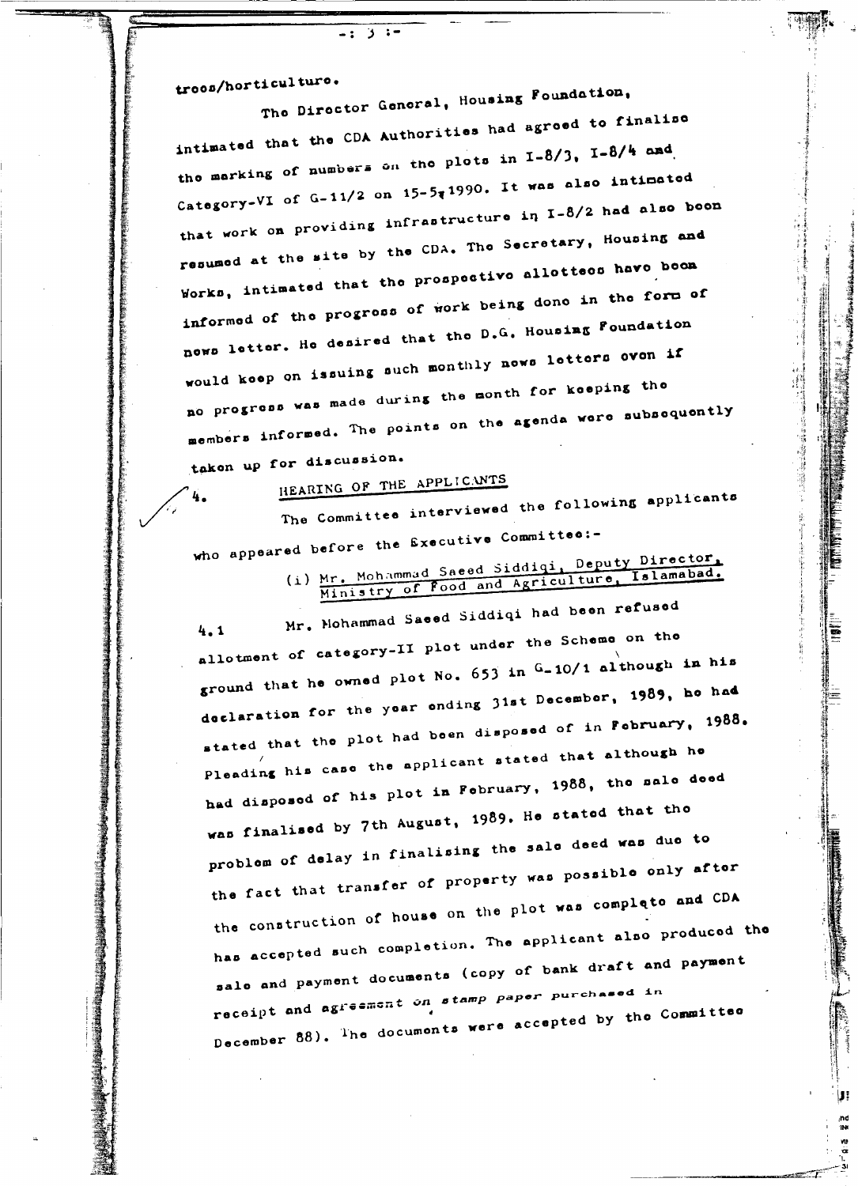trees/horticulture.

The Director General, Housing Foundation, intimated that the CDA Authorities had agreed to finalise the marking of numbers on the plots in I-8/3, I-8/4 and Category-VI of G-11/2 on 15-5-1990. It was also intimated that work on providing infrastructure in I-8/2 had also been resumed at the site by the CDA. The Secretary, Housing and Works, intimated that the prospective allottees have been informed of the progress of work being done in the form of news letter. He desired that the D.G. Housing Foundation would keep on issuing such monthly news letters even if no progress was made during the month for keeping the members informed. The points on the agenda were subsequently taken up for discussion.

## 4. HEARING OF THE APPLICANTS

The Committee interviewed the following applicants who appeared before the Executive Committee:-

(i) Mr. Mohammad Saeed Siddiqi, Deputy Director, Ministry of Food and Agriculture, Islamabad.

4.1 Mr. Mohammad Saeed Siddiqi had been refused allotment of category-II plot under the Scheme on the ground that he owned plot No. 653 in G-10/1 although in his declaration for the year ending 31st December, 1989, he had stated that the plot had been disposed of in February, 1988. Pleading his case the applicant stated that although he had disposed of his plot in February, 1988, the sale deed was finalised by 7th August, 1989. He stated that the problem of delay in finalising the sale deed was due to the fact that transfer of property was possible only after the construction of house on the plot was complete and CDA has accepted such completion. The applicant also produced the sale and payment documents (copy of bank draft and payment receipt and agreement on stamp paper purchased in December 88). The documents were accepted by the Committee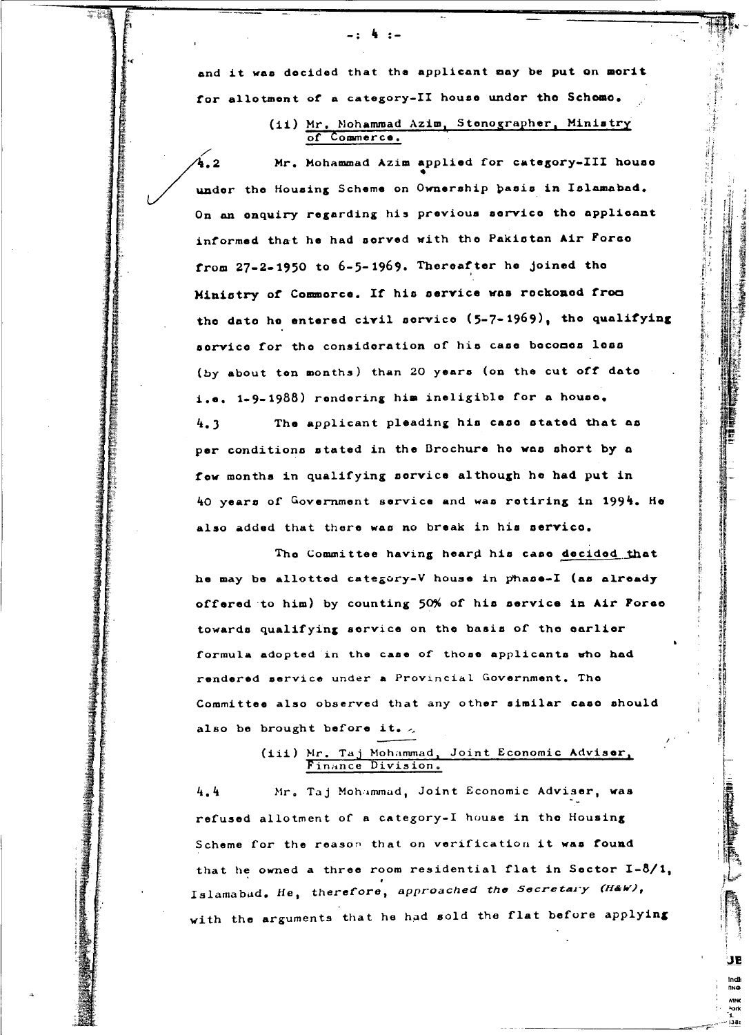and it was decided that the applicant may be put on merit for allotment of a category-II house under the Scheme.

(ii) Mr. Mohammad Azim, Stenographer, Ministry of Commerce.

4.2 Mr. Mohammad Azim applied for category-III house under the Housing Scheme on Ownership basis in Islamabad. On an enquiry regarding his previous service the applicant informed that he had served with the Pakistan Air Force from 27-2-1950 to 6-5-1969. Thereafter he joined the Ministry of Commerce. If his service was reckoned from the date he entered civil service (5-7-1969), the qualifying service for the consideration of his case becomes less (by about ten months) than 20 years (on the cut off date i.e. 1-9-1988) rendering him ineligible for a house.

4.3 The applicant pleading his case stated that as per conditions stated in the Brochure he was short by a few months in qualifying service although he had put in 40 years of Government service and was retiring in 1994. He also added that there was no break in his service.

The Committee having heard his case decided that he may be allotted category-V house in phase-I (as already offered to him) by counting 50% of his service in Air Force towards qualifying service on the basis of the earlier formula adopted in the case of those applicants who had rendered service under a Provincial Government. The Committee also observed that any other similar case should also be brought before it.

(iii) Mr. Taj Mohammad, Joint Economic Adviser, Finance Division.

4.4 Mr. Taj Mohammad, Joint Economic Adviser, was refused allotment of a category-I house in the Housing Scheme for the reason that on verification it was found that he owned a three room residential flat in Sector I-8/1, Islamabad. He, therefore, approached the Secretary (H&W), with the arguments that he had sold the flat before applying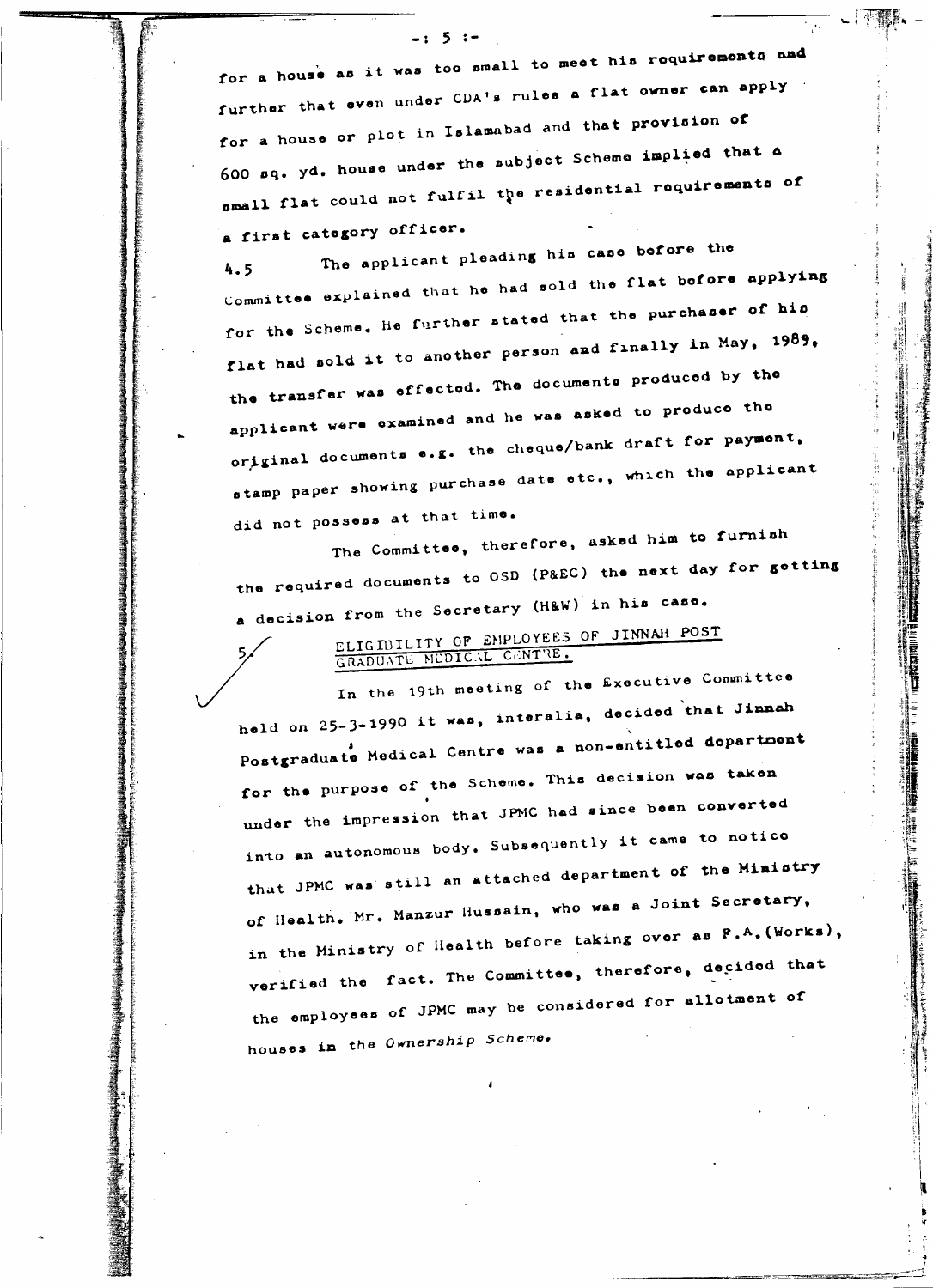for a house as it was too small to meet his requirements and further that even under CDA's rules a flat owner can apply for a house or plot in Islamabad and that provision of 600 sq. yd. house under the subject Scheme implied that a small flat could not fulfil the residential requirements of a first category officer.

4.5 The applicant pleading his case before the Committee explained that he had sold the flat before applying for the Scheme. He further stated that the purchaser of his flat had sold it to another person and finally in May, 1989, the transfer was effected. The documents produced by the applicant were examined and he was asked to produce the original documents e.g. the cheque/bank draft for payment, stamp paper showing purchase date etc., which the applicant did not possess at that time.

The Committee, therefore, asked him to furnish the required documents to OSD (P&EC) the next day for getting a decision from the Secretary (H&W) in his case.

## 5. ELIGIBILITY OF EMPLOYEES OF JINNAH POST GRADUATE MEDICAL CENTRE.

In the 19th meeting of the Executive Committee held on 25-3-1990 it was, interalia, decided that Jinnah Postgraduate Medical Centre was a non-entitled department for the purpose of the Scheme. This decision was taken under the impression that JPMC had since been converted into an autonomous body. Subsequently it came to notice that JPMC was still an attached department of the Ministry of Health. Mr. Manzur Hussain, who was a Joint Secretary, in the Ministry of Health before taking over as F.A.(Works), verified the fact. The Committee, therefore, decided that the employees of JPMC may be considered for allotment of houses in the *Ownership Scheme*.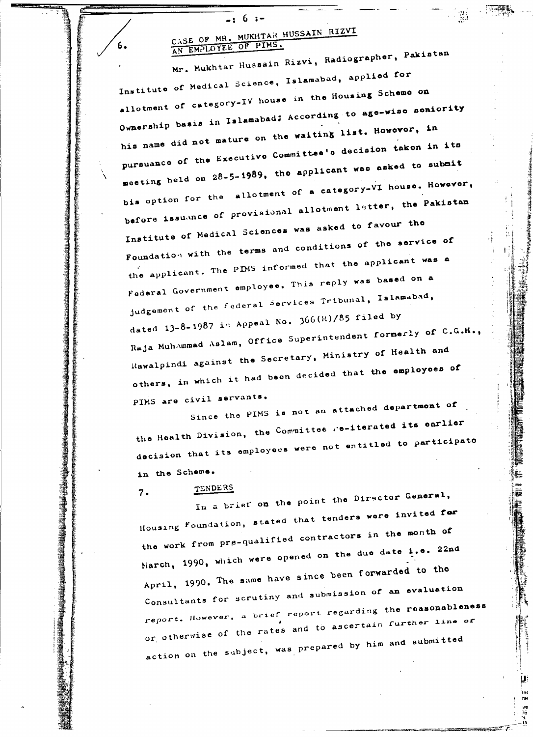6. **CASE OF MR. MUKHTAR HUSSAIN RIZVI AN EMPLOYEE OF PIMS.**

Mr. Mukhtar Hussain Rizvi, Radiographer, Pakistan Institute of Medical Science, Islamabad, applied for allotment of category-IV house in the Housing Scheme on Ownership basis in Islamabad; According to age-wise seniority his name did not mature on the waiting list. However, in pursuance of the Executive Committee's decision taken in its meeting held on 28-5-1989, the applicant was asked to submit his option for the allotment of a category-VI house. However, before issuance of provisional allotment letter, the Pakistan Institute of Medical Sciences was asked to favour the Foundation with the terms and conditions of the service of the applicant. The PIMS informed that the applicant was a Federal Government employee. This reply was based on a judgement of the Federal Services Tribunal, Islamabad, dated 13-8-1987 in Appeal No. 366(R)/85 filed by Raja Muhammad Aslam, Office Superintendent formerly of C.G.H., Rawalpindi against the Secretary, Ministry of Health and others, in which it had been decided that the employees of PIMS are civil servants.

Since the PIMS is not an attached department of the Health Division, the Committee re-iterated its earlier decision that its employees were not entitled to participate in the Scheme.

7. **TENDERS**

In a brief on the point the Director General, Housing Foundation, stated that tenders were invited for the work from pre-qualified contractors in the month of March, 1990, which were opened on the due date i.e. 22nd April, 1990. The same have since been forwarded to the Consultants for scrutiny and submission of an evaluation report. However, a brief report regarding the reasonableness or otherwise of the rates and to ascertain further line of action on the subject, was prepared by him and submitted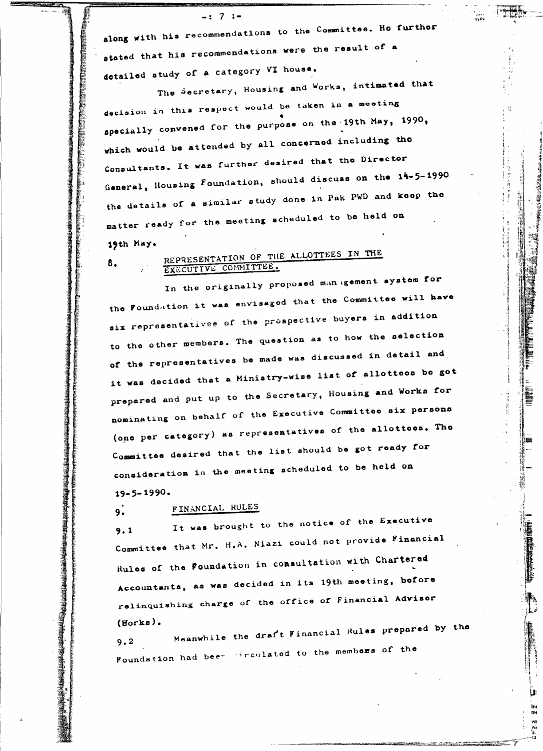along with his recommendations to the Committee. He further stated that his recommendations were the result of a detailed study of a category VI house.

The Secretary, Housing and Works, intimated that decision in this respect would be taken in a meeting specially convened for the purpose on the 19th May, 1990, which would be attended by all concerned including the Consultants. It was further desired that the Director General, Housing Foundation, should discuss on the 14-5-1990 the details of a similar study done in Pak PWD and keep the matter ready for the meeting scheduled to be held on 19th May.

## 8. REPRESENTATION OF THE ALLOTTEES IN THE EXECUTIVE COMMITTEE.

In the originally proposed management system for the Foundation it was envisaged that the Committee will have six representatives of the prospective buyers in addition to the other members. The question as to how the selection of the representatives be made was discussed in detail and it was decided that a Ministry-wise list of allottees be got prepared and put up to the Secretary, Housing and Works for nominating on behalf of the Executive Committee six persons (one per category) as representatives of the allottees. The Committee desired that the list should be got ready for consideration in the meeting scheduled to be held on 19-5-1990.

## 9. FINANCIAL RULES

9.1 It was brought to the notice of the Executive Committee that Mr. H.A. Niazi could not provide Financial Rules of the Foundation in consultation with Chartered Accountants, as was decided in its 19th meeting, before relinquishing charge of the office of Financial Advisor (Works).

9.2 Meanwhile the draft Financial Rules prepared by the Foundation had been circulated to the members of the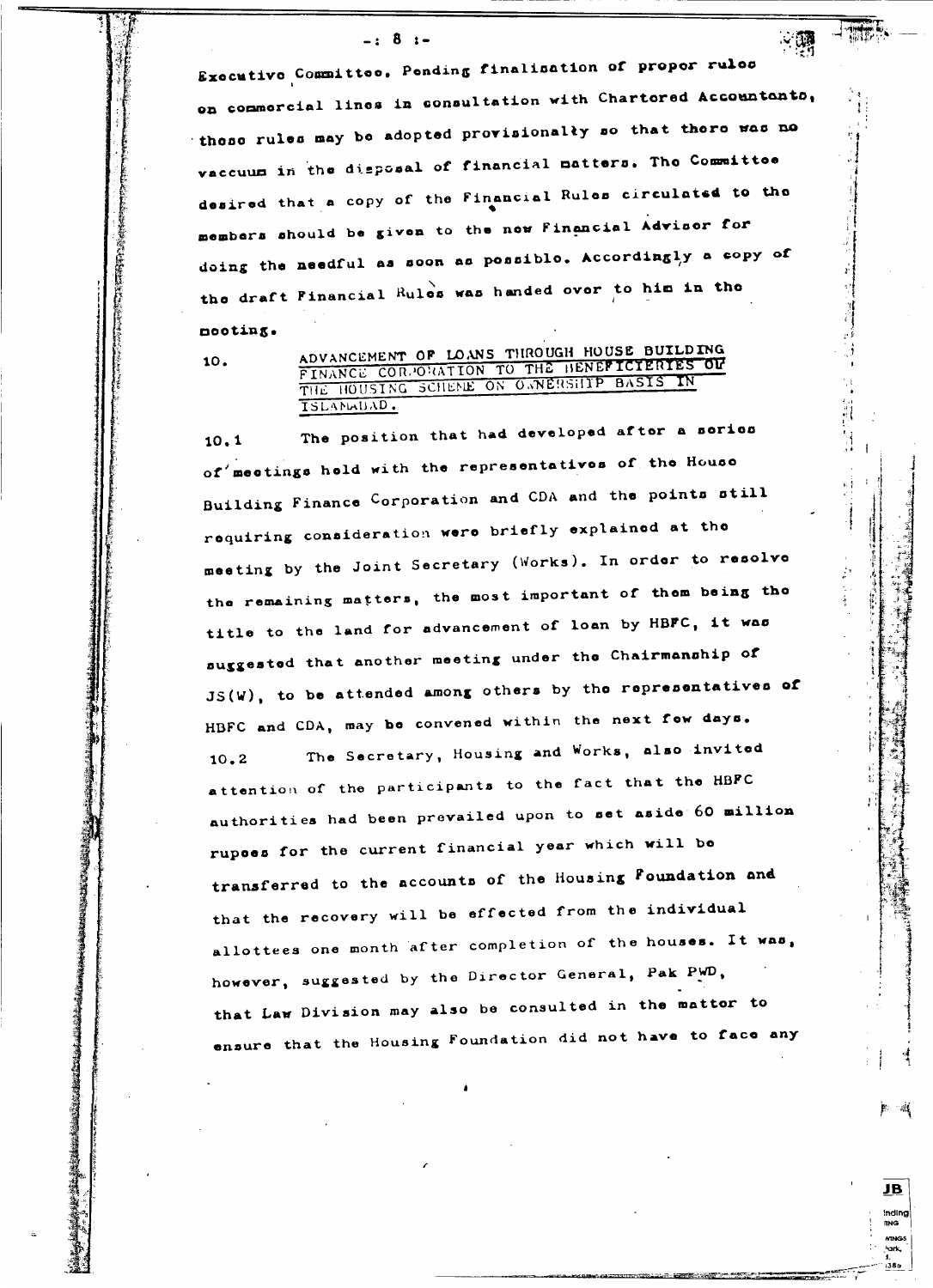Executive Committee. Pending finalisation of proper rules on commercial lines in consultation with Chartered Accountants, these rules may be adopted provisionally so that there was no vaccuum in the disposal of financial matters. The Committee desired that a copy of the Financial Rules circulated to the members should be given to the new Financial Advisor for doing the needful as soon as possible. Accordingly a copy of the draft Financial Rules was handed over to him in the meeting.

10. ADVANCEMENT OF LOANS THROUGH HOUSE BUILDING FINANCE CORPORATION TO THE BENEFICIERIES OF THE HOUSING SCHEME ON OWNERSHIP BASIS IN ISLAMABAD.

10.1 The position that had developed after a series of meetings held with the representatives of the House Building Finance Corporation and CDA and the points still requiring consideration were briefly explained at the meeting by the Joint Secretary (Works). In order to resolve the remaining matters, the most important of them being the title to the land for advancement of loan by HBFC, it was suggested that another meeting under the Chairmanship of JS(W), to be attended among others by the representatives of HBFC and CDA, may be convened within the next few days.

10.2 The Secretary, Housing and Works, also invited attention of the participants to the fact that the HBFC authorities had been prevailed upon to set aside 60 million rupees for the current financial year which will be transferred to the accounts of the Housing Foundation and that the recovery will be effected from the individual allottees one month after completion of the houses. It was, however, suggested by the Director General, Pak PWD, that Law Division may also be consulted in the matter to ensure that the Housing Foundation did not have to face any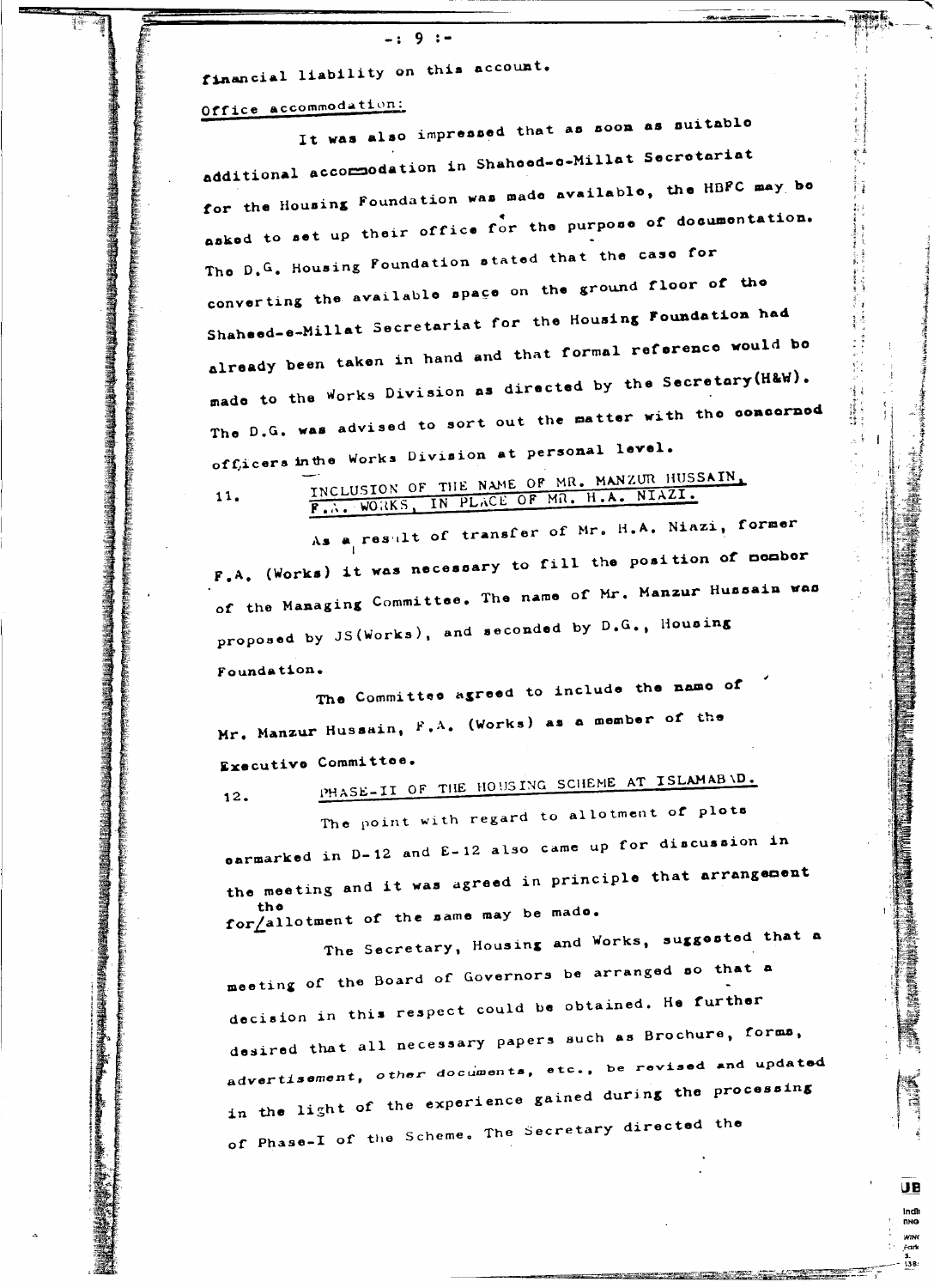financial liability on this account.

Office accommodation:

It was also impressed that as soon as suitable additional accommodation in Shaheed-e-Millat Secretariat for the Housing Foundation was made available, the HBFC may be asked to set up their office for the purpose of documentation. The D.G. Housing Foundation stated that the case for converting the available space on the ground floor of the Shaheed-e-Millat Secretariat for the Housing Foundation had already been taken in hand and that formal reference would be made to the Works Division as directed by the Secretary(H&W). The D.G. was advised to sort out the matter with the concerned officers in the Works Division at personal level.

11. INCLUSION OF THE NAME OF MR. MANZUR HUSSAIN, F.A. WORKS, IN PLACE OF MR. H.A. NIAZI.

As a result of transfer of Mr. H.A. Niazi, former F.A. (Works) it was necessary to fill the position of member of the Managing Committee. The name of Mr. Manzur Hussain was proposed by JS(Works), and seconded by D.G., Housing Foundation.

The Committee agreed to include the name of Mr. Manzur Hussain, F.A. (Works) as a member of the Executive Committee.

12. PHASE-II OF THE HOUSING SCHEME AT ISLAMABAD.

The point with regard to allotment of plots earmarked in D-12 and E-12 also came up for discussion in the meeting and it was agreed in principle that arrangement for the allotment of the same may be made.

The Secretary, Housing and Works, suggested that a meeting of the Board of Governors be arranged so that a decision in this respect could be obtained. He further desired that all necessary papers such as Brochure, forms, advertisement, other documents, etc., be revised and updated in the light of the experience gained during the processing of Phase-I of the Scheme. The Secretary directed the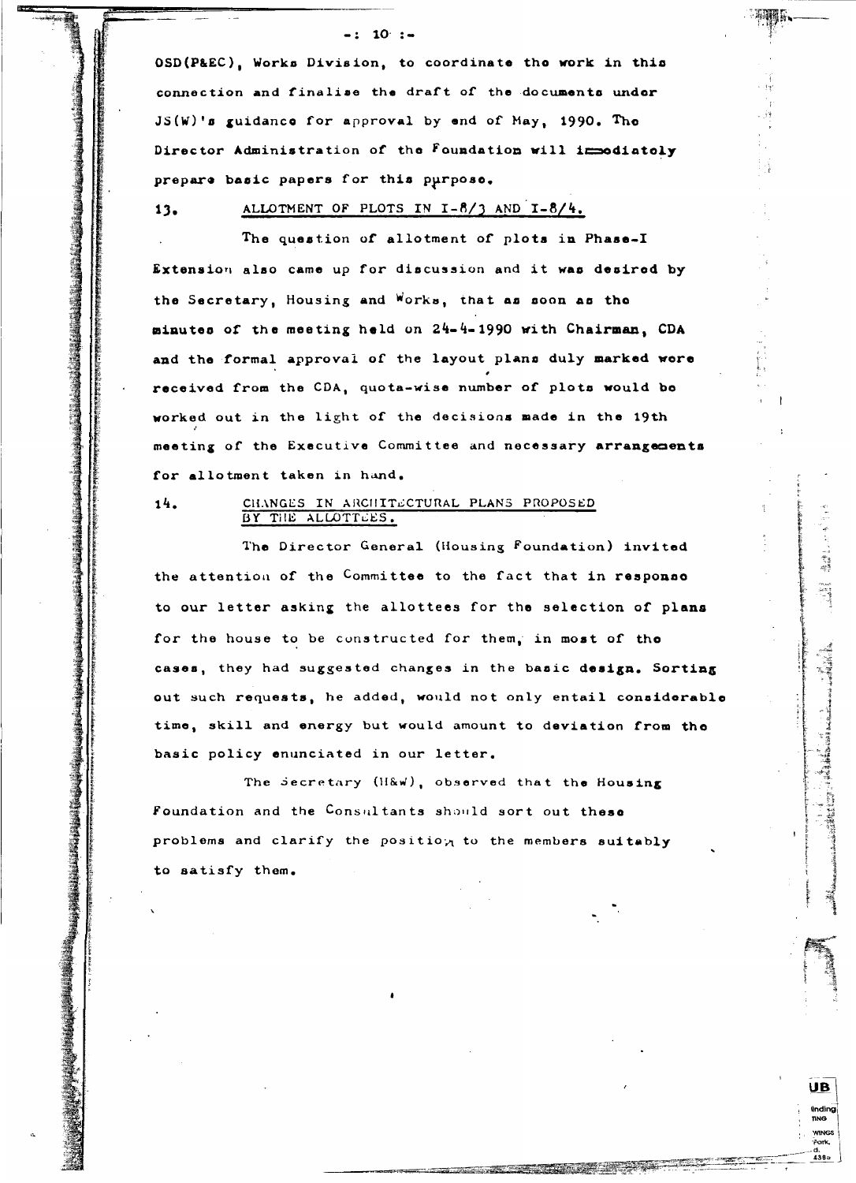OSD(P&EC), Works Division, to coordinate the work in this connection and finalise the draft of the documents under JS(W)'s guidance for approval by end of May, 1990. The Director Administration of the Foundation will immediately prepare basic papers for this purpose.

13. **ALLOTMENT OF PLOTS IN I-8/3 AND I-8/4.**

The question of allotment of plots in Phase-I Extension also came up for discussion and it was desired by the Secretary, Housing and Works, that as soon as the minutes of the meeting held on 24-4-1990 with Chairman, CDA and the formal approval of the layout plans duly marked were received from the CDA, quota-wise number of plots would be worked out in the light of the decisions made in the 19th meeting of the Executive Committee and necessary arrangements for allotment taken in hand.

14. **CHANGES IN ARCHITECTURAL PLANS PROPOSED BY THE ALLOTTEES.**

The Director General (Housing Foundation) invited the attention of the Committee to the fact that in response to our letter asking the allottees for the selection of plans for the house to be constructed for them, in most of the cases, they had suggested changes in the basic design. Sorting out such requests, he added, would not only entail considerable time, skill and energy but would amount to deviation from the basic policy enunciated in our letter.

The Secretary (H&W), observed that the Housing Foundation and the Consultants should sort out these problems and clarify the position to the members suitably to satisfy them.